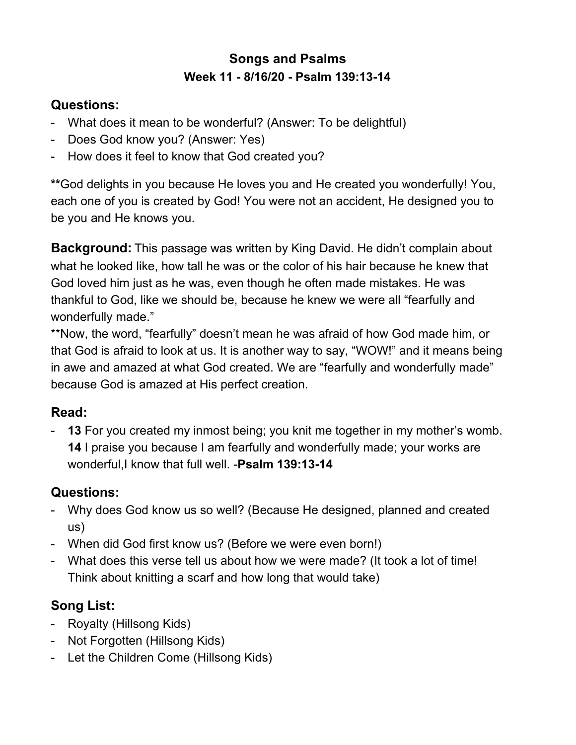# Songs and Psalms

## Week 11 - 8/16/20 - Psalm 139:13-14

### Questions:

- What does it mean to be wonderful? (Answer: To be delightful)
- Does God know you? (Answer: Yes)
- How does it feel to know that God created you?

**God delights in you because He loves you and He created you wonderfully! You, each one of you is created by God! You were not an accident, He designed you to be you and He knows you.

**Background:** This passage was written by King David. He didn't complain about what he looked like, how tall he was or the color of his hair because he knew that God loved him just as he was, even though he often made mistakes. He was thankful to God, like we should be, because he knew we were all "fearfully and wonderfully made."

**Now, the word, "fearfully" doesn't mean he was afraid of how God made him, or that God is afraid to look at us. It is another way to say, "WOW!" and it means being in awe and amazed at what God created. We are "fearfully and wonderfully made" because God is amazed at His perfect creation.

### Read:

- **13** For you created my inmost being; you knit me together in my mother's womb. **14** I praise you because I am fearfully and wonderfully made; your works are wonderful,I know that full well. -**Psalm 139:13-14**

### Questions:

- Why does God know us so well? (Because He designed, planned and created us)
- When did God first know us? (Before we were even born!)
- What does this verse tell us about how we were made? (It took a lot of time! Think about knitting a scarf and how long that would take)

### Song List:

- Royalty (Hillsong Kids)
- Not Forgotten (Hillsong Kids)
- Let the Children Come (Hillsong Kids)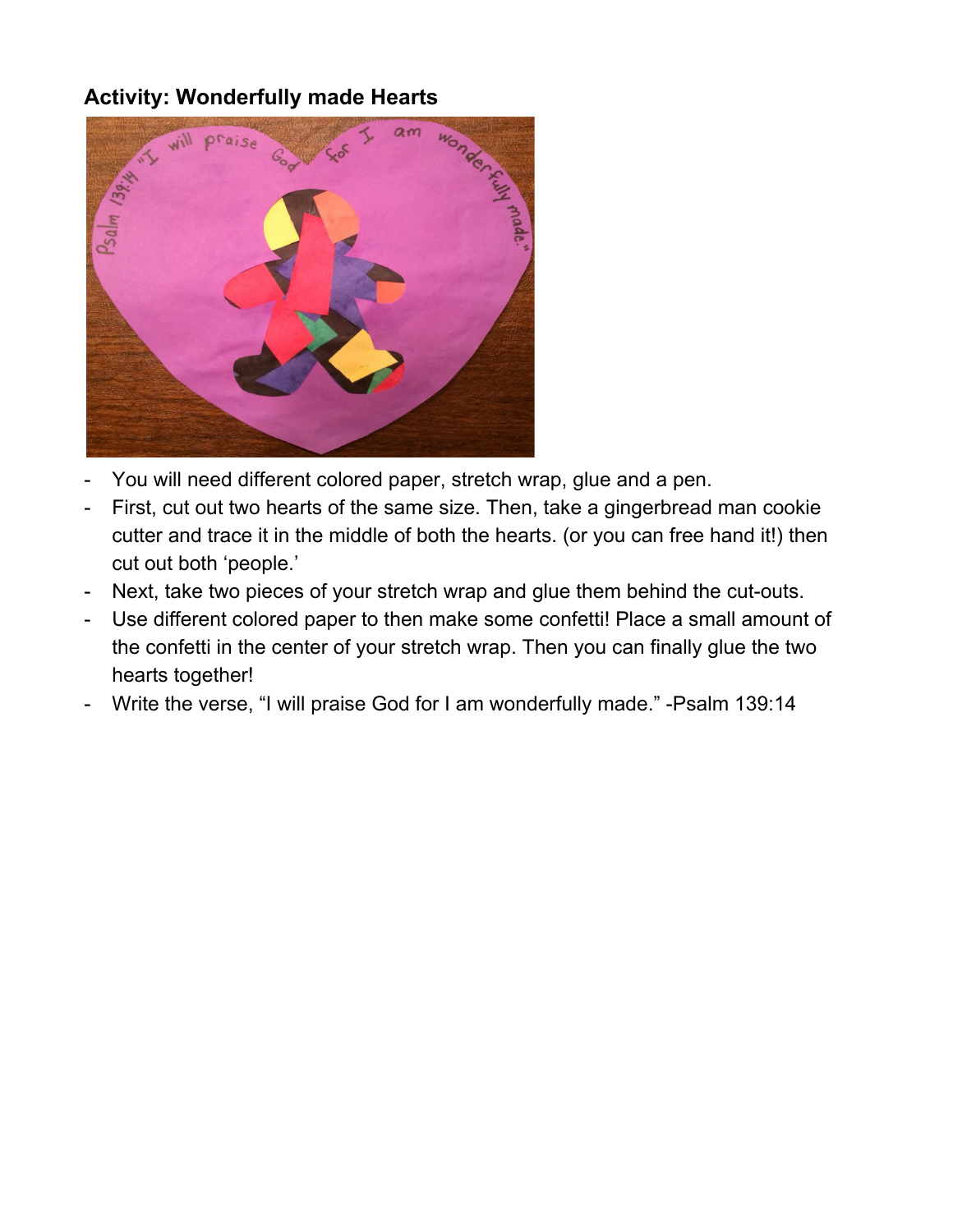### Activity: Wonderfully made Hearts

- You will need different colored paper, stretch wrap, glue and a pen.
- First, cut out two hearts of the same size. Then, take a gingerbread man cookie cutter and trace it in the middle of both the hearts. (or you can free hand it!) then cut out both 'people.'
- Next, take two pieces of your stretch wrap and glue them behind the cut-outs.
- Use different colored paper to then make some confetti! Place a small amount of the confetti in the center of your stretch wrap. Then you can finally glue the two hearts together!
- Write the verse, "I will praise God for I am wonderfully made." -Psalm 139:14